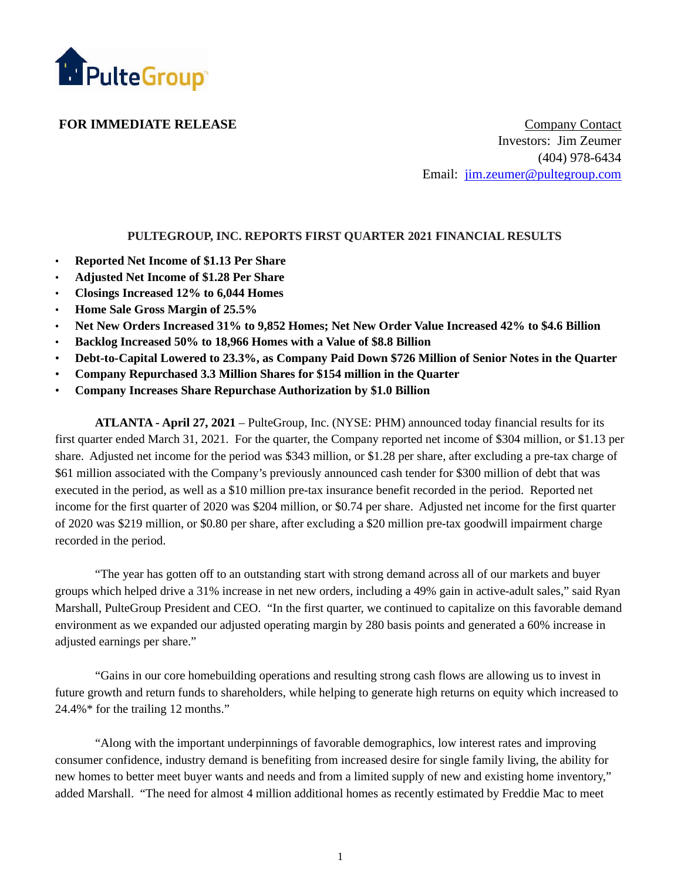PulteGroup

**FOR IMMEDIATE RELEASE**

Company Contact
Investors: Jim Zeumer
(404) 978-6434
Email: jim.zeumer@pultegroup.com

## PULTEGROUP, INC. REPORTS FIRST QUARTER 2021 FINANCIAL RESULTS

- **Reported Net Income of $1.13 Per Share**
- **Adjusted Net Income of $1.28 Per Share**
- **Closings Increased 12% to 6,044 Homes**
- **Home Sale Gross Margin of 25.5%**
- **Net New Orders Increased 31% to 9,852 Homes; Net New Order Value Increased 42% to $4.6 Billion**
- **Backlog Increased 50% to 18,966 Homes with a Value of $8.8 Billion**
- **Debt-to-Capital Lowered to 23.3%, as Company Paid Down $726 Million of Senior Notes in the Quarter**
- **Company Repurchased 3.3 Million Shares for $154 million in the Quarter**
- **Company Increases Share Repurchase Authorization by $1.0 Billion**

**ATLANTA - April 27, 2021** – PulteGroup, Inc. (NYSE: PHM) announced today financial results for its first quarter ended March 31, 2021. For the quarter, the Company reported net income of $304 million, or $1.13 per share. Adjusted net income for the period was $343 million, or $1.28 per share, after excluding a pre-tax charge of $61 million associated with the Company's previously announced cash tender for $300 million of debt that was executed in the period, as well as a $10 million pre-tax insurance benefit recorded in the period. Reported net income for the first quarter of 2020 was $204 million, or $0.74 per share. Adjusted net income for the first quarter of 2020 was $219 million, or $0.80 per share, after excluding a $20 million pre-tax goodwill impairment charge recorded in the period.

"The year has gotten off to an outstanding start with strong demand across all of our markets and buyer groups which helped drive a 31% increase in net new orders, including a 49% gain in active-adult sales," said Ryan Marshall, PulteGroup President and CEO. "In the first quarter, we continued to capitalize on this favorable demand environment as we expanded our adjusted operating margin by 280 basis points and generated a 60% increase in adjusted earnings per share."

"Gains in our core homebuilding operations and resulting strong cash flows are allowing us to invest in future growth and return funds to shareholders, while helping to generate high returns on equity which increased to 24.4%* for the trailing 12 months."

"Along with the important underpinnings of favorable demographics, low interest rates and improving consumer confidence, industry demand is benefiting from increased desire for single family living, the ability for new homes to better meet buyer wants and needs and from a limited supply of new and existing home inventory," added Marshall. "The need for almost 4 million additional homes as recently estimated by Freddie Mac to meet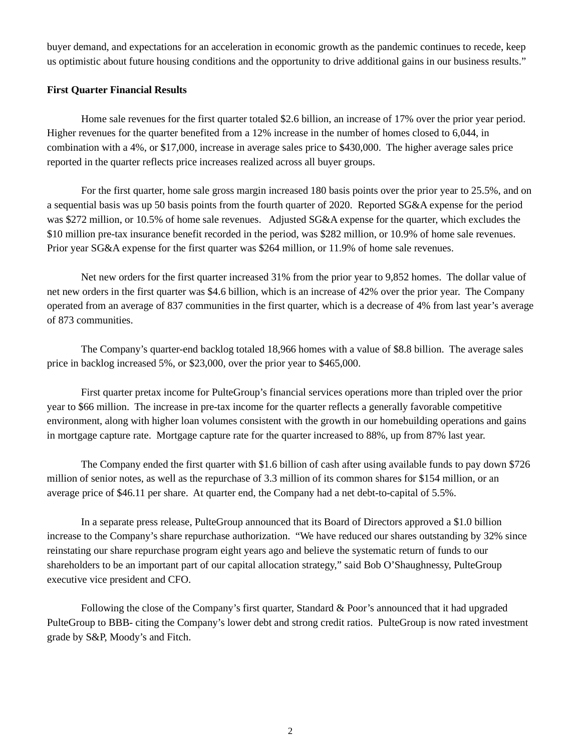buyer demand, and expectations for an acceleration in economic growth as the pandemic continues to recede, keep us optimistic about future housing conditions and the opportunity to drive additional gains in our business results."

**First Quarter Financial Results**

Home sale revenues for the first quarter totaled $2.6 billion, an increase of 17% over the prior year period. Higher revenues for the quarter benefited from a 12% increase in the number of homes closed to 6,044, in combination with a 4%, or $17,000, increase in average sales price to $430,000. The higher average sales price reported in the quarter reflects price increases realized across all buyer groups.

For the first quarter, home sale gross margin increased 180 basis points over the prior year to 25.5%, and on a sequential basis was up 50 basis points from the fourth quarter of 2020. Reported SG&A expense for the period was $272 million, or 10.5% of home sale revenues. Adjusted SG&A expense for the quarter, which excludes the $10 million pre-tax insurance benefit recorded in the period, was $282 million, or 10.9% of home sale revenues. Prior year SG&A expense for the first quarter was $264 million, or 11.9% of home sale revenues.

Net new orders for the first quarter increased 31% from the prior year to 9,852 homes. The dollar value of net new orders in the first quarter was $4.6 billion, which is an increase of 42% over the prior year. The Company operated from an average of 837 communities in the first quarter, which is a decrease of 4% from last year's average of 873 communities.

The Company's quarter-end backlog totaled 18,966 homes with a value of $8.8 billion. The average sales price in backlog increased 5%, or $23,000, over the prior year to $465,000.

First quarter pretax income for PulteGroup's financial services operations more than tripled over the prior year to $66 million. The increase in pre-tax income for the quarter reflects a generally favorable competitive environment, along with higher loan volumes consistent with the growth in our homebuilding operations and gains in mortgage capture rate. Mortgage capture rate for the quarter increased to 88%, up from 87% last year.

The Company ended the first quarter with $1.6 billion of cash after using available funds to pay down $726 million of senior notes, as well as the repurchase of 3.3 million of its common shares for $154 million, or an average price of $46.11 per share. At quarter end, the Company had a net debt-to-capital of 5.5%.

In a separate press release, PulteGroup announced that its Board of Directors approved a $1.0 billion increase to the Company's share repurchase authorization. "We have reduced our shares outstanding by 32% since reinstating our share repurchase program eight years ago and believe the systematic return of funds to our shareholders to be an important part of our capital allocation strategy," said Bob O'Shaughnessy, PulteGroup executive vice president and CFO.

Following the close of the Company's first quarter, Standard & Poor's announced that it had upgraded PulteGroup to BBB- citing the Company's lower debt and strong credit ratios. PulteGroup is now rated investment grade by S&P, Moody's and Fitch.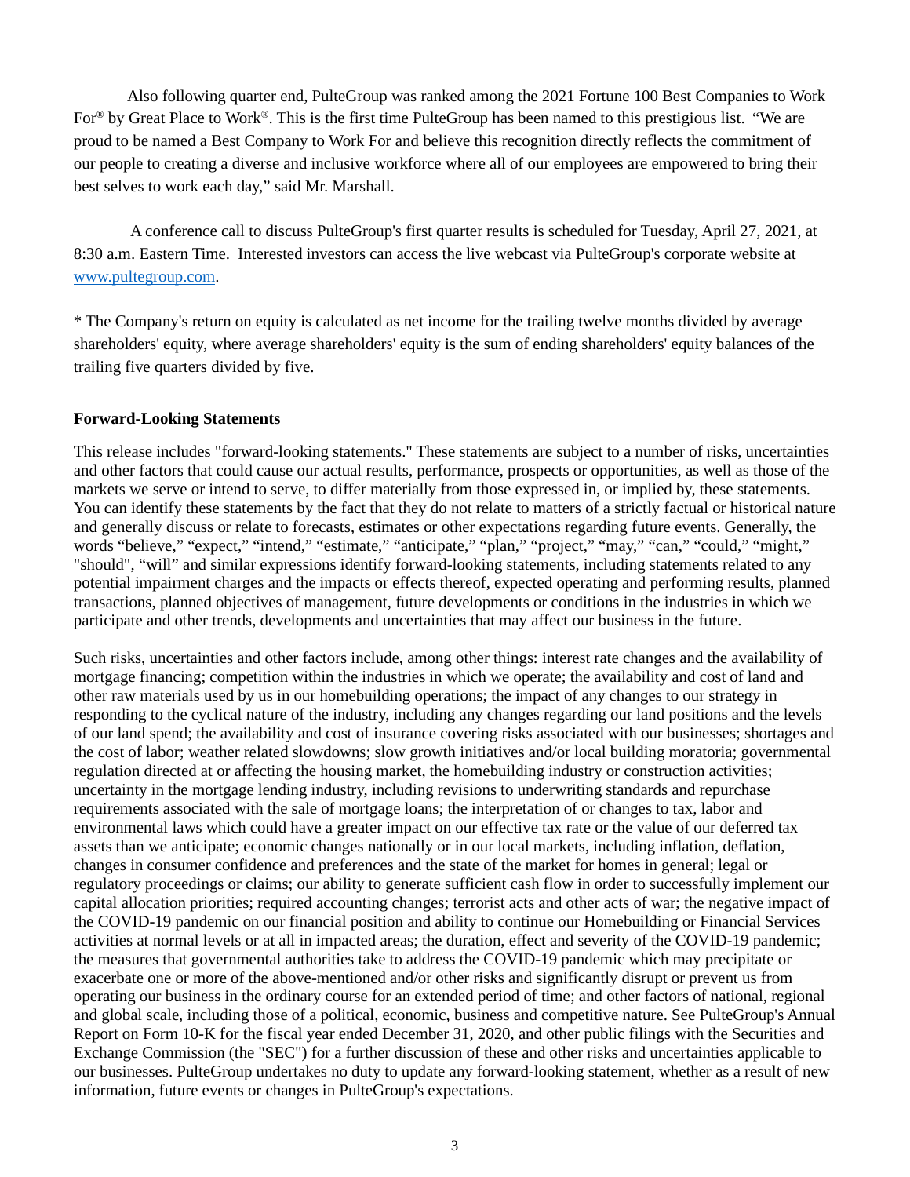Also following quarter end, PulteGroup was ranked among the 2021 Fortune 100 Best Companies to Work For® by Great Place to Work®. This is the first time PulteGroup has been named to this prestigious list. "We are proud to be named a Best Company to Work For and believe this recognition directly reflects the commitment of our people to creating a diverse and inclusive workforce where all of our employees are empowered to bring their best selves to work each day," said Mr. Marshall.

A conference call to discuss PulteGroup's first quarter results is scheduled for Tuesday, April 27, 2021, at 8:30 a.m. Eastern Time. Interested investors can access the live webcast via PulteGroup's corporate website at www.pultegroup.com.

* The Company's return on equity is calculated as net income for the trailing twelve months divided by average shareholders' equity, where average shareholders' equity is the sum of ending shareholders' equity balances of the trailing five quarters divided by five.

**Forward-Looking Statements**

This release includes "forward-looking statements." These statements are subject to a number of risks, uncertainties and other factors that could cause our actual results, performance, prospects or opportunities, as well as those of the markets we serve or intend to serve, to differ materially from those expressed in, or implied by, these statements. You can identify these statements by the fact that they do not relate to matters of a strictly factual or historical nature and generally discuss or relate to forecasts, estimates or other expectations regarding future events. Generally, the words "believe," "expect," "intend," "estimate," "anticipate," "plan," "project," "may," "can," "could," "might," "should", "will" and similar expressions identify forward-looking statements, including statements related to any potential impairment charges and the impacts or effects thereof, expected operating and performing results, planned transactions, planned objectives of management, future developments or conditions in the industries in which we participate and other trends, developments and uncertainties that may affect our business in the future.

Such risks, uncertainties and other factors include, among other things: interest rate changes and the availability of mortgage financing; competition within the industries in which we operate; the availability and cost of land and other raw materials used by us in our homebuilding operations; the impact of any changes to our strategy in responding to the cyclical nature of the industry, including any changes regarding our land positions and the levels of our land spend; the availability and cost of insurance covering risks associated with our businesses; shortages and the cost of labor; weather related slowdowns; slow growth initiatives and/or local building moratoria; governmental regulation directed at or affecting the housing market, the homebuilding industry or construction activities; uncertainty in the mortgage lending industry, including revisions to underwriting standards and repurchase requirements associated with the sale of mortgage loans; the interpretation of or changes to tax, labor and environmental laws which could have a greater impact on our effective tax rate or the value of our deferred tax assets than we anticipate; economic changes nationally or in our local markets, including inflation, deflation, changes in consumer confidence and preferences and the state of the market for homes in general; legal or regulatory proceedings or claims; our ability to generate sufficient cash flow in order to successfully implement our capital allocation priorities; required accounting changes; terrorist acts and other acts of war; the negative impact of the COVID-19 pandemic on our financial position and ability to continue our Homebuilding or Financial Services activities at normal levels or at all in impacted areas; the duration, effect and severity of the COVID-19 pandemic; the measures that governmental authorities take to address the COVID-19 pandemic which may precipitate or exacerbate one or more of the above-mentioned and/or other risks and significantly disrupt or prevent us from operating our business in the ordinary course for an extended period of time; and other factors of national, regional and global scale, including those of a political, economic, business and competitive nature. See PulteGroup's Annual Report on Form 10-K for the fiscal year ended December 31, 2020, and other public filings with the Securities and Exchange Commission (the "SEC") for a further discussion of these and other risks and uncertainties applicable to our businesses. PulteGroup undertakes no duty to update any forward-looking statement, whether as a result of new information, future events or changes in PulteGroup's expectations.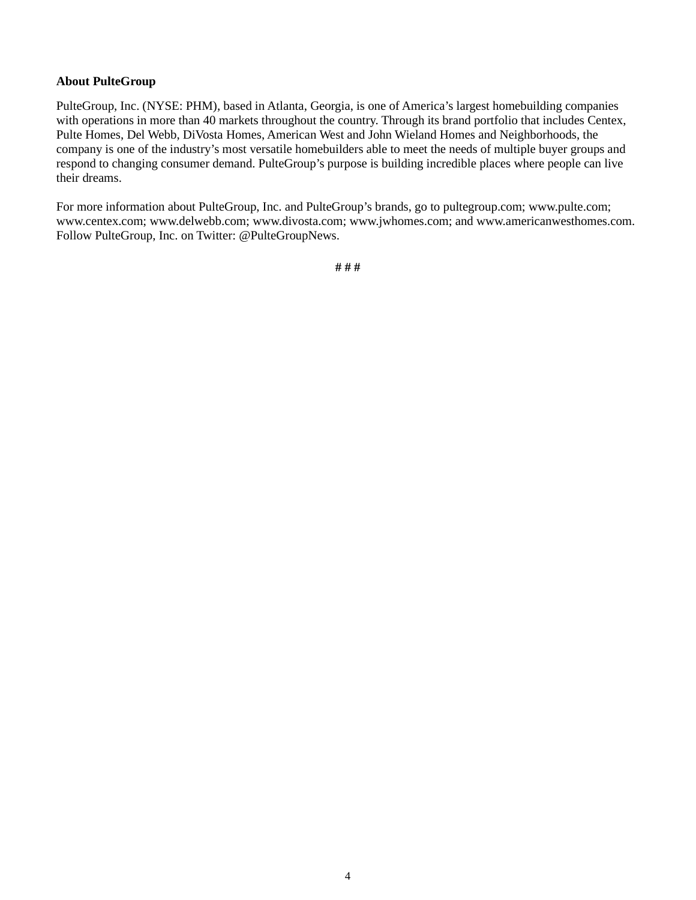**About PulteGroup**

PulteGroup, Inc. (NYSE: PHM), based in Atlanta, Georgia, is one of America's largest homebuilding companies with operations in more than 40 markets throughout the country. Through its brand portfolio that includes Centex, Pulte Homes, Del Webb, DiVosta Homes, American West and John Wieland Homes and Neighborhoods, the company is one of the industry's most versatile homebuilders able to meet the needs of multiple buyer groups and respond to changing consumer demand. PulteGroup's purpose is building incredible places where people can live their dreams.

For more information about PulteGroup, Inc. and PulteGroup's brands, go to pultegroup.com; www.pulte.com; www.centex.com; www.delwebb.com; www.divosta.com; www.jwhomes.com; and www.americanwesthomes.com. Follow PulteGroup, Inc. on Twitter: @PulteGroupNews.

# # #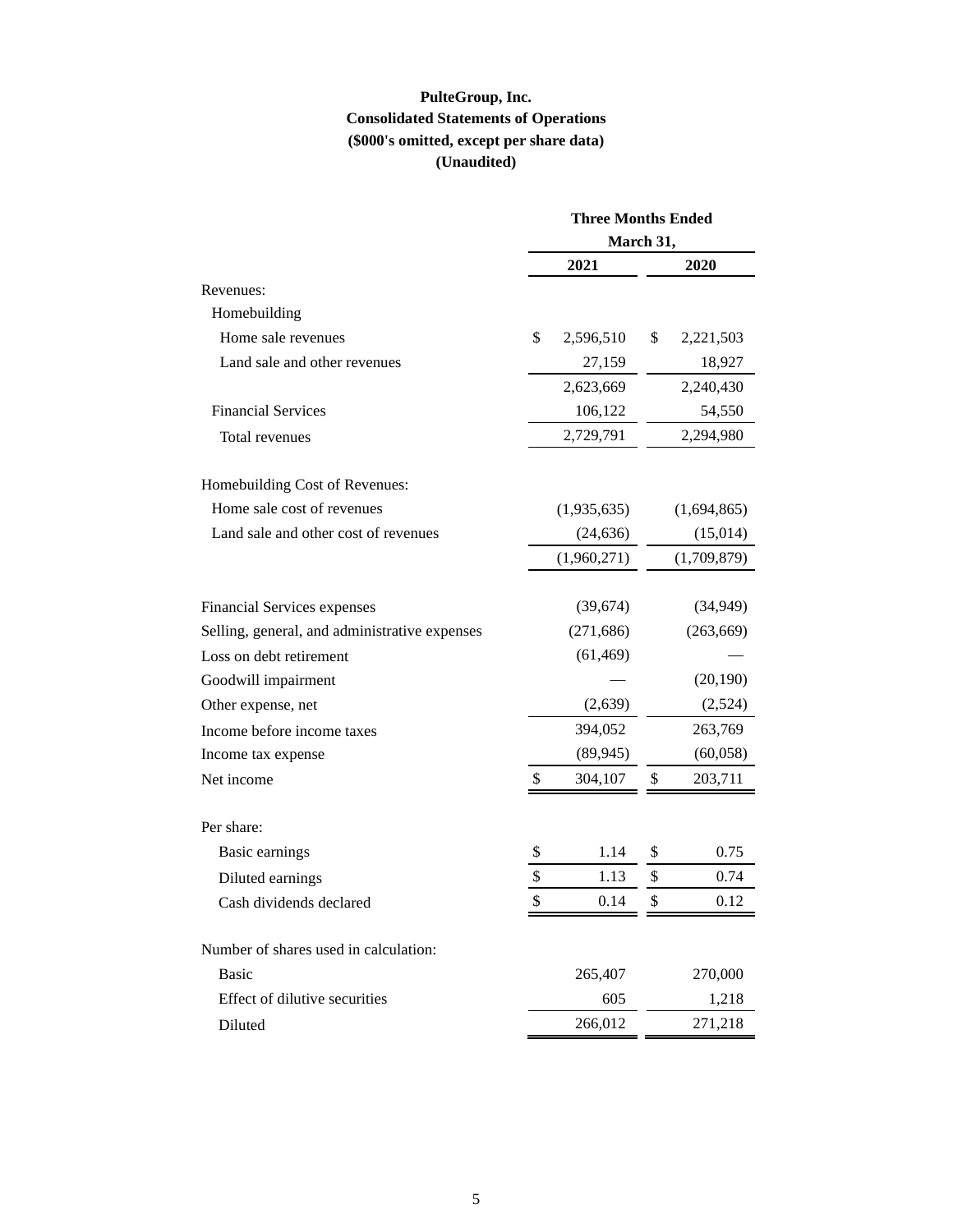**PulteGroup, Inc.**
**Consolidated Statements of Operations**
**($000's omitted, except per share data)**
**(Unaudited)**

| | Three Months Ended March 31, | |
|---|---|---|
| | **2021** | **2020** |
| Revenues: | | |
| Homebuilding | | |
| Home sale revenues | $ 2,596,510 | $ 2,221,503 |
| Land sale and other revenues | 27,159 | 18,927 |
| | 2,623,669 | 2,240,430 |
| Financial Services | 106,122 | 54,550 |
| Total revenues | 2,729,791 | 2,294,980 |
| | | |
| Homebuilding Cost of Revenues: | | |
| Home sale cost of revenues | (1,935,635) | (1,694,865) |
| Land sale and other cost of revenues | (24,636) | (15,014) |
| | (1,960,271) | (1,709,879) |
| | | |
| Financial Services expenses | (39,674) | (34,949) |
| Selling, general, and administrative expenses | (271,686) | (263,669) |
| Loss on debt retirement | (61,469) | — |
| Goodwill impairment | — | (20,190) |
| Other expense, net | (2,639) | (2,524) |
| Income before income taxes | 394,052 | 263,769 |
| Income tax expense | (89,945) | (60,058) |
| Net income | $ 304,107 | $ 203,711 |
| | | |
| Per share: | | |
| Basic earnings | $ 1.14 | $ 0.75 |
| Diluted earnings | $ 1.13 | $ 0.74 |
| Cash dividends declared | $ 0.14 | $ 0.12 |
| | | |
| Number of shares used in calculation: | | |
| Basic | 265,407 | 270,000 |
| Effect of dilutive securities | 605 | 1,218 |
| Diluted | 266,012 | 271,218 |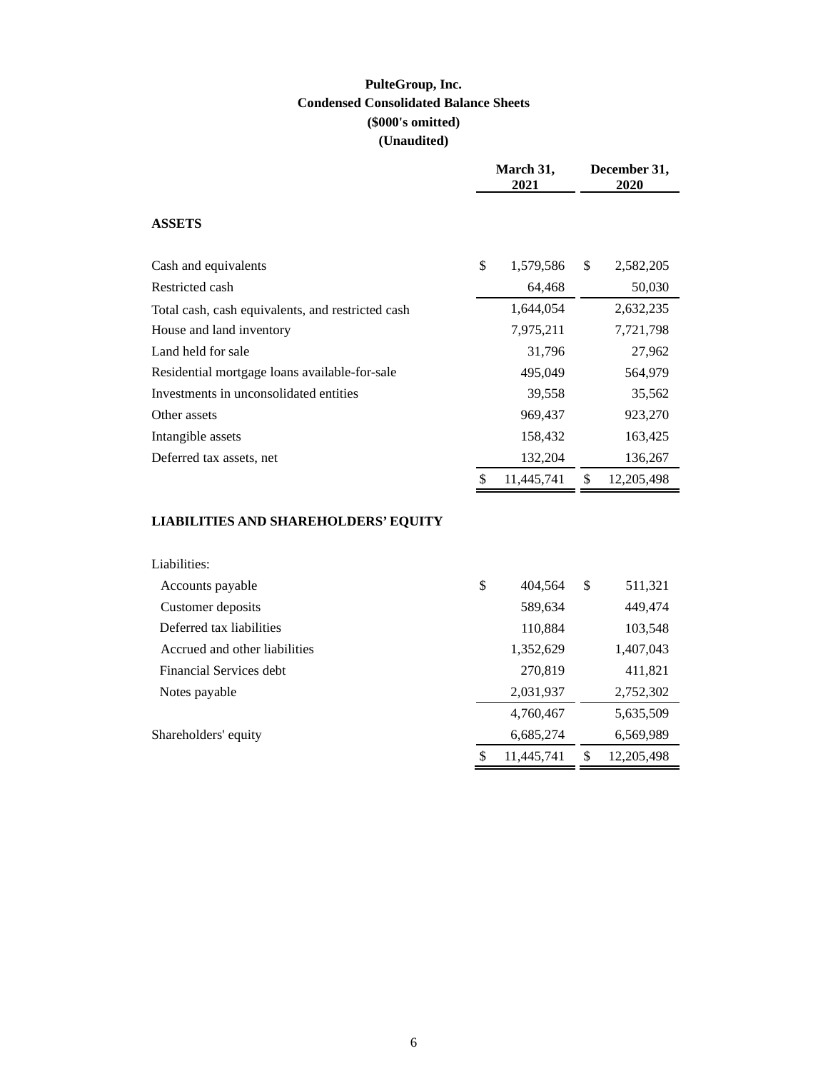**PulteGroup, Inc.**
**Condensed Consolidated Balance Sheets**
**($000's omitted)**
**(Unaudited)**

| | March 31, 2021 | December 31, 2020 |
|---|---|---|
| **ASSETS** | | |
| Cash and equivalents | $ 1,579,586 | $ 2,582,205 |
| Restricted cash | 64,468 | 50,030 |
| Total cash, cash equivalents, and restricted cash | 1,644,054 | 2,632,235 |
| House and land inventory | 7,975,211 | 7,721,798 |
| Land held for sale | 31,796 | 27,962 |
| Residential mortgage loans available-for-sale | 495,049 | 564,979 |
| Investments in unconsolidated entities | 39,558 | 35,562 |
| Other assets | 969,437 | 923,270 |
| Intangible assets | 158,432 | 163,425 |
| Deferred tax assets, net | 132,204 | 136,267 |
| | $ 11,445,741 | $ 12,205,498 |
| **LIABILITIES AND SHAREHOLDERS' EQUITY** | | |
| Liabilities: | | |
| Accounts payable | $ 404,564 | $ 511,321 |
| Customer deposits | 589,634 | 449,474 |
| Deferred tax liabilities | 110,884 | 103,548 |
| Accrued and other liabilities | 1,352,629 | 1,407,043 |
| Financial Services debt | 270,819 | 411,821 |
| Notes payable | 2,031,937 | 2,752,302 |
| | 4,760,467 | 5,635,509 |
| Shareholders' equity | 6,685,274 | 6,569,989 |
| | $ 11,445,741 | $ 12,205,498 |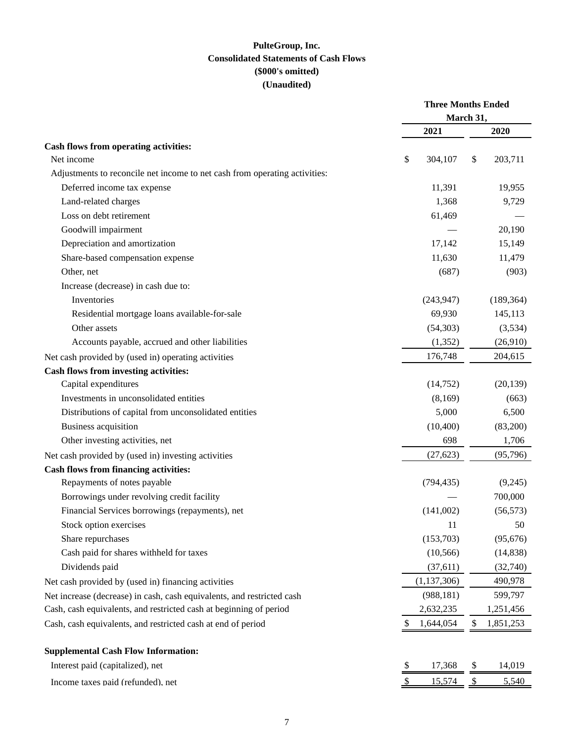**PulteGroup, Inc.**
**Consolidated Statements of Cash Flows**
**($000's omitted)**
**(Unaudited)**

| | Three Months Ended March 31, | |
|---|---|---|
| | 2021 | 2020 |
| **Cash flows from operating activities:** | | |
| Net income | $ 304,107 | $ 203,711 |
| Adjustments to reconcile net income to net cash from operating activities: | | |
| Deferred income tax expense | 11,391 | 19,955 |
| Land-related charges | 1,368 | 9,729 |
| Loss on debt retirement | 61,469 | — |
| Goodwill impairment | — | 20,190 |
| Depreciation and amortization | 17,142 | 15,149 |
| Share-based compensation expense | 11,630 | 11,479 |
| Other, net | (687) | (903) |
| Increase (decrease) in cash due to: | | |
| Inventories | (243,947) | (189,364) |
| Residential mortgage loans available-for-sale | 69,930 | 145,113 |
| Other assets | (54,303) | (3,534) |
| Accounts payable, accrued and other liabilities | (1,352) | (26,910) |
| Net cash provided by (used in) operating activities | 176,748 | 204,615 |
| **Cash flows from investing activities:** | | |
| Capital expenditures | (14,752) | (20,139) |
| Investments in unconsolidated entities | (8,169) | (663) |
| Distributions of capital from unconsolidated entities | 5,000 | 6,500 |
| Business acquisition | (10,400) | (83,200) |
| Other investing activities, net | 698 | 1,706 |
| Net cash provided by (used in) investing activities | (27,623) | (95,796) |
| **Cash flows from financing activities:** | | |
| Repayments of notes payable | (794,435) | (9,245) |
| Borrowings under revolving credit facility | — | 700,000 |
| Financial Services borrowings (repayments), net | (141,002) | (56,573) |
| Stock option exercises | 11 | 50 |
| Share repurchases | (153,703) | (95,676) |
| Cash paid for shares withheld for taxes | (10,566) | (14,838) |
| Dividends paid | (37,611) | (32,740) |
| Net cash provided by (used in) financing activities | (1,137,306) | 490,978 |
| Net increase (decrease) in cash, cash equivalents, and restricted cash | (988,181) | 599,797 |
| Cash, cash equivalents, and restricted cash at beginning of period | 2,632,235 | 1,251,456 |
| Cash, cash equivalents, and restricted cash at end of period | $ 1,644,054 | $ 1,851,253 |
| | | |
| **Supplemental Cash Flow Information:** | | |
| Interest paid (capitalized), net | $ 17,368 | $ 14,019 |
| Income taxes paid (refunded), net | $ 15,574 | $ 5,540 |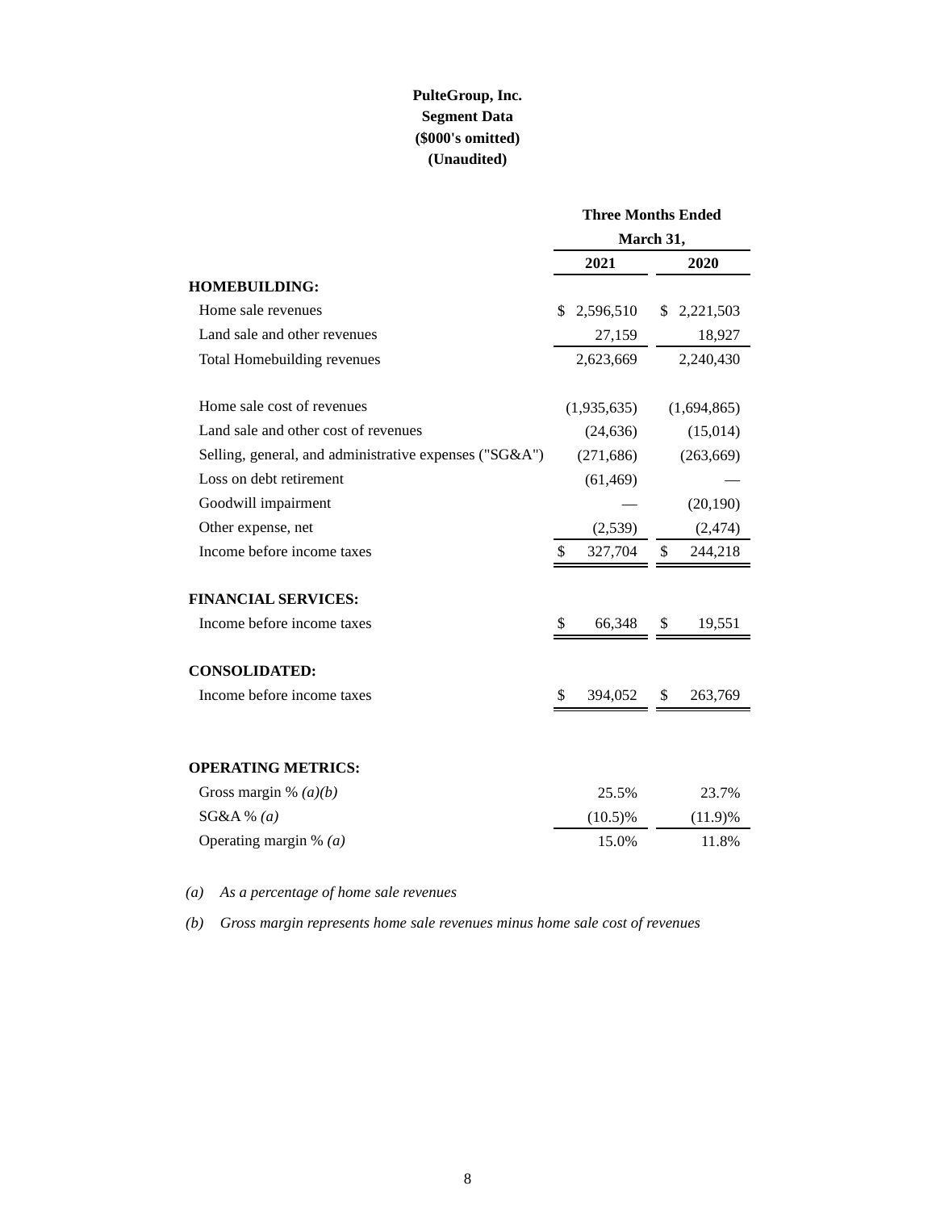**PulteGroup, Inc.**
**Segment Data**
**($000's omitted)**
**(Unaudited)**

| | Three Months Ended March 31, | |
|---|---|---|
| | **2021** | **2020** |
| **HOMEBUILDING:** | | |
| Home sale revenues | $ 2,596,510 | $ 2,221,503 |
| Land sale and other revenues | 27,159 | 18,927 |
| Total Homebuilding revenues | 2,623,669 | 2,240,430 |
| | | |
| Home sale cost of revenues | (1,935,635) | (1,694,865) |
| Land sale and other cost of revenues | (24,636) | (15,014) |
| Selling, general, and administrative expenses ("SG&A") | (271,686) | (263,669) |
| Loss on debt retirement | (61,469) | — |
| Goodwill impairment | — | (20,190) |
| Other expense, net | (2,539) | (2,474) |
| Income before income taxes | $ 327,704 | $ 244,218 |
| | | |
| **FINANCIAL SERVICES:** | | |
| Income before income taxes | $ 66,348 | $ 19,551 |
| | | |
| **CONSOLIDATED:** | | |
| Income before income taxes | $ 394,052 | $ 263,769 |
| | | |
| **OPERATING METRICS:** | | |
| Gross margin % *(a)(b)* | 25.5% | 23.7% |
| SG&A % *(a)* | (10.5)% | (11.9)% |
| Operating margin % *(a)* | 15.0% | 11.8% |

*(a) As a percentage of home sale revenues*

*(b) Gross margin represents home sale revenues minus home sale cost of revenues*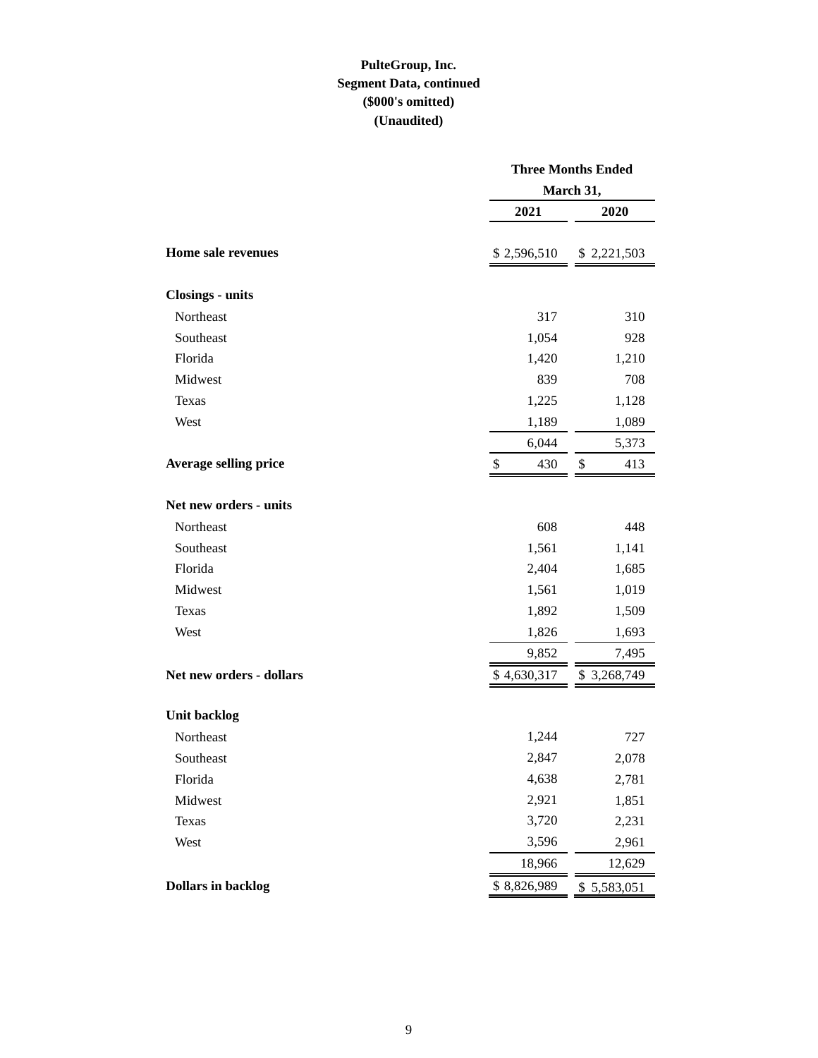**PulteGroup, Inc.**
**Segment Data, continued**
**($000's omitted)**
**(Unaudited)**

| | Three Months Ended March 31, | |
|---|---|---|
| | 2021 | 2020 |
| **Home sale revenues** | $ 2,596,510 | $ 2,221,503 |
| **Closings - units** | | |
| Northeast | 317 | 310 |
| Southeast | 1,054 | 928 |
| Florida | 1,420 | 1,210 |
| Midwest | 839 | 708 |
| Texas | 1,225 | 1,128 |
| West | 1,189 | 1,089 |
| | 6,044 | 5,373 |
| **Average selling price** | $ 430 | $ 413 |
| **Net new orders - units** | | |
| Northeast | 608 | 448 |
| Southeast | 1,561 | 1,141 |
| Florida | 2,404 | 1,685 |
| Midwest | 1,561 | 1,019 |
| Texas | 1,892 | 1,509 |
| West | 1,826 | 1,693 |
| | 9,852 | 7,495 |
| **Net new orders - dollars** | $ 4,630,317 | $ 3,268,749 |
| **Unit backlog** | | |
| Northeast | 1,244 | 727 |
| Southeast | 2,847 | 2,078 |
| Florida | 4,638 | 2,781 |
| Midwest | 2,921 | 1,851 |
| Texas | 3,720 | 2,231 |
| West | 3,596 | 2,961 |
| | 18,966 | 12,629 |
| **Dollars in backlog** | $ 8,826,989 | $ 5,583,051 |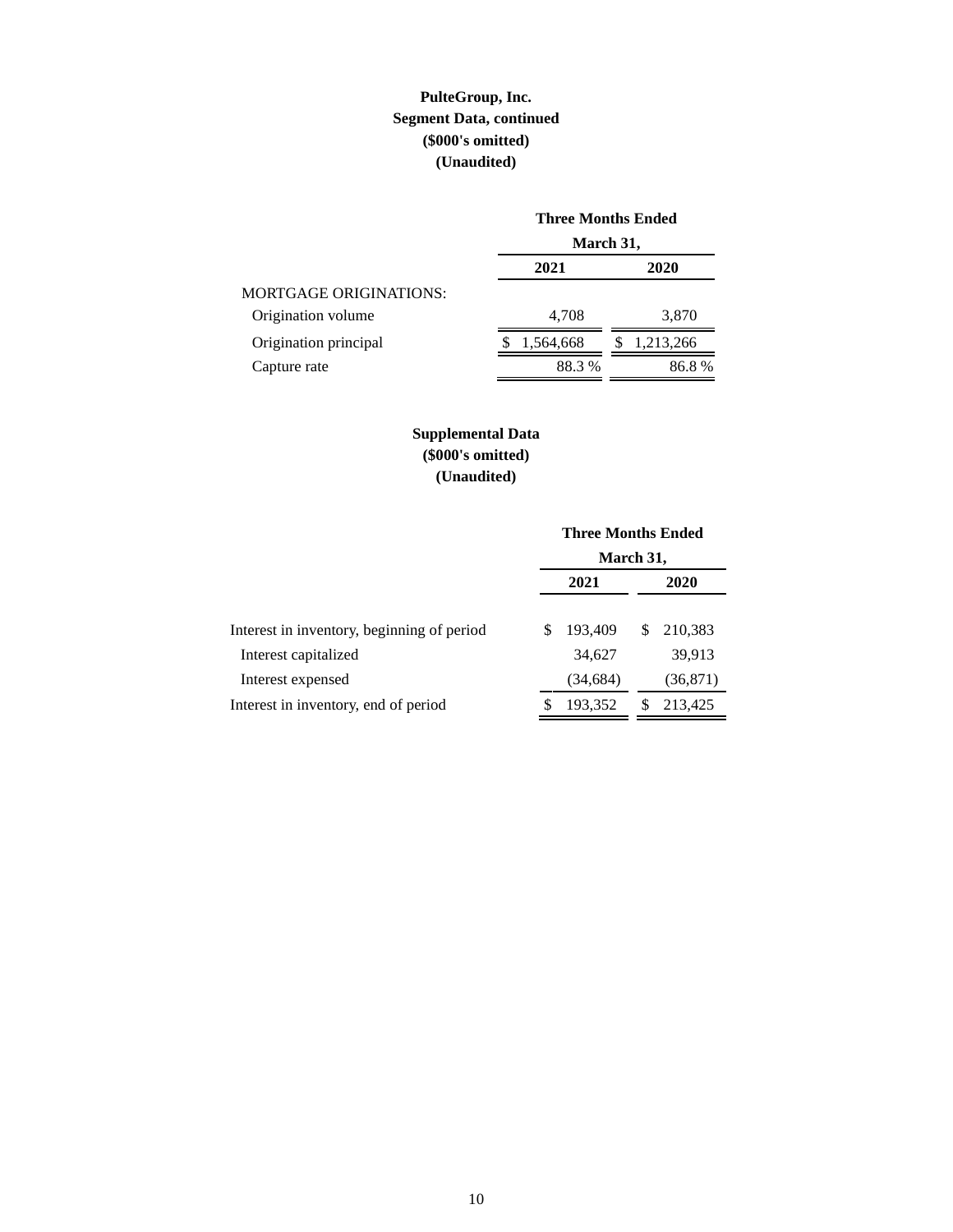**PulteGroup, Inc.**
**Segment Data, continued**
**($000's omitted)**
**(Unaudited)**

| | Three Months Ended March 31, | |
|---|---|---|
| | **2021** | **2020** |
| MORTGAGE ORIGINATIONS: | | |
| Origination volume | 4,708 | 3,870 |
| Origination principal | $ 1,564,668 | $ 1,213,266 |
| Capture rate | 88.3 % | 86.8 % |

**Supplemental Data**
**($000's omitted)**
**(Unaudited)**

| | Three Months Ended March 31, | |
|---|---|---|
| | **2021** | **2020** |
| Interest in inventory, beginning of period | $ 193,409 | $ 210,383 |
| Interest capitalized | 34,627 | 39,913 |
| Interest expensed | (34,684) | (36,871) |
| Interest in inventory, end of period | $ 193,352 | $ 213,425 |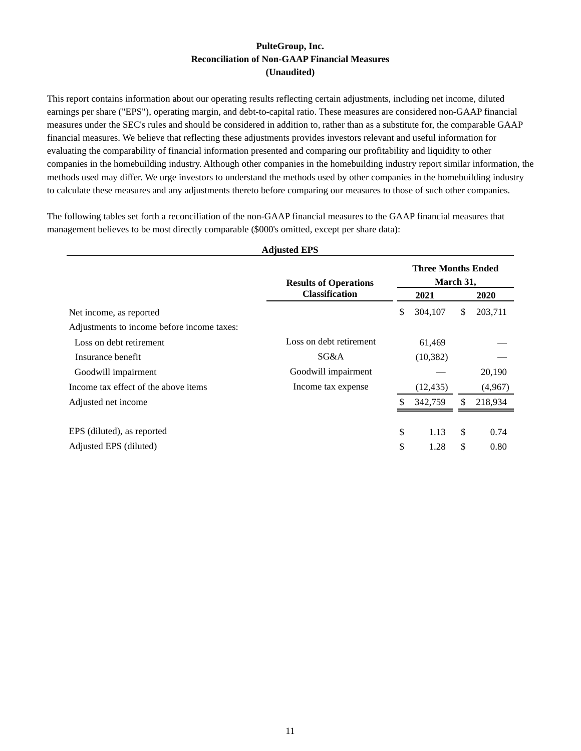**PulteGroup, Inc.**
**Reconciliation of Non-GAAP Financial Measures**
**(Unaudited)**

This report contains information about our operating results reflecting certain adjustments, including net income, diluted earnings per share ("EPS"), operating margin, and debt-to-capital ratio. These measures are considered non-GAAP financial measures under the SEC's rules and should be considered in addition to, rather than as a substitute for, the comparable GAAP financial measures. We believe that reflecting these adjustments provides investors relevant and useful information for evaluating the comparability of financial information presented and comparing our profitability and liquidity to other companies in the homebuilding industry. Although other companies in the homebuilding industry report similar information, the methods used may differ. We urge investors to understand the methods used by other companies in the homebuilding industry to calculate these measures and any adjustments thereto before comparing our measures to those of such other companies.

The following tables set forth a reconciliation of the non-GAAP financial measures to the GAAP financial measures that management believes to be most directly comparable ($000's omitted, except per share data):

**Adjusted EPS**

| | Results of Operations Classification | Three Months Ended March 31, 2021 | Three Months Ended March 31, 2020 |
|---|---|---|---|
| Net income, as reported | | $ 304,107 | $ 203,711 |
| Adjustments to income before income taxes: | | | |
| Loss on debt retirement | Loss on debt retirement | 61,469 | — |
| Insurance benefit | SG&A | (10,382) | — |
| Goodwill impairment | Goodwill impairment | — | 20,190 |
| Income tax effect of the above items | Income tax expense | (12,435) | (4,967) |
| Adjusted net income | | $ 342,759 | $ 218,934 |
| | | | |
| EPS (diluted), as reported | | $ 1.13 | $ 0.74 |
| Adjusted EPS (diluted) | | $ 1.28 | $ 0.80 |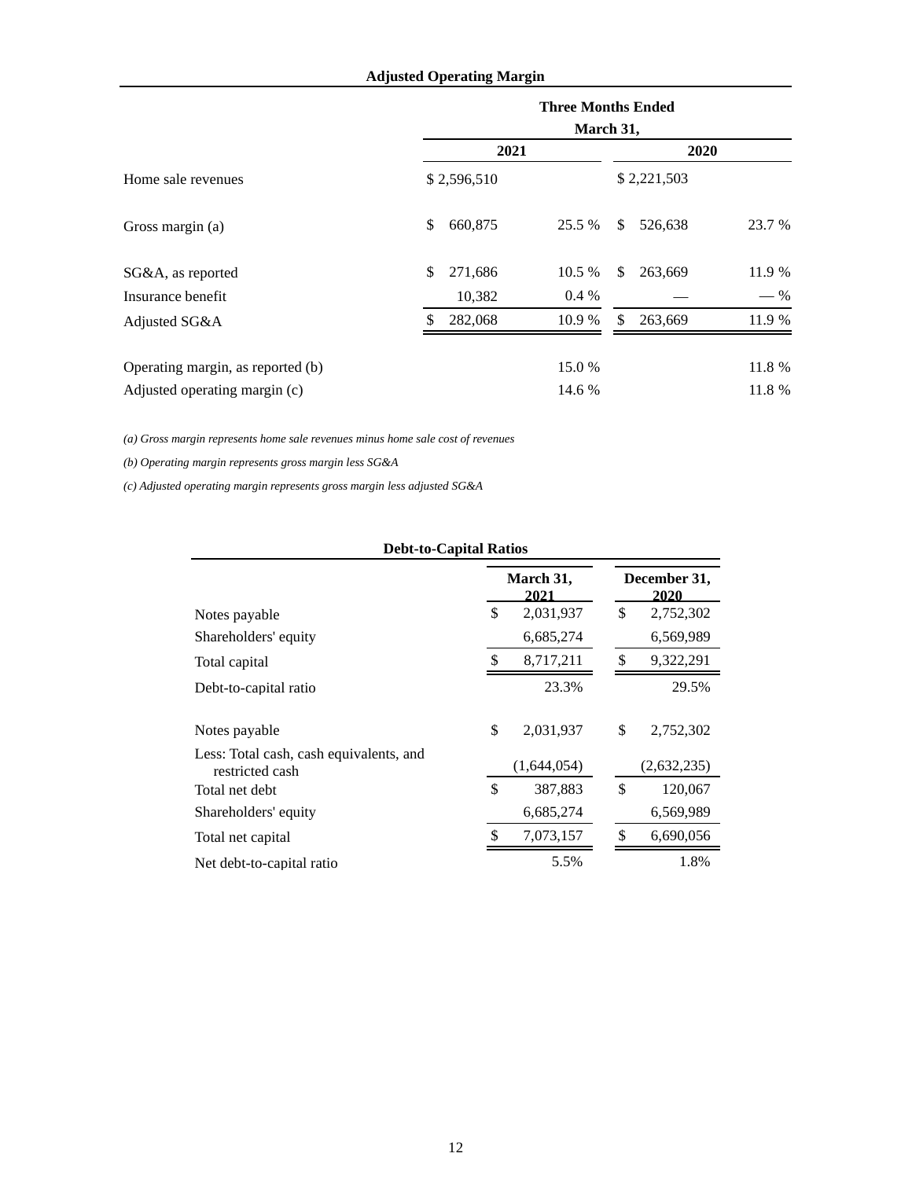**Adjusted Operating Margin**

| | Three Months Ended March 31, | | | | | | |
|---|---|---|---|---|---|---|---|
| | 2021 | | | 2020 | | | |
| Home sale revenues | $ | 2,596,510 | | $ | 2,221,503 | | |
| Gross margin (a) | $ | 660,875 | 25.5 % | $ | 526,638 | 23.7 % | |
| SG&A, as reported | $ | 271,686 | 10.5 % | $ | 263,669 | 11.9 % | |
| Insurance benefit | | 10,382 | 0.4 % | | — | — % | |
| Adjusted SG&A | $ | 282,068 | 10.9 % | $ | 263,669 | 11.9 % | |
| Operating margin, as reported (b) | | | 15.0 % | | | 11.8 % | |
| Adjusted operating margin (c) | | | 14.6 % | | | 11.8 % | |

*(a) Gross margin represents home sale revenues minus home sale cost of revenues*

*(b) Operating margin represents gross margin less SG&A*

*(c) Adjusted operating margin represents gross margin less adjusted SG&A*

**Debt-to-Capital Ratios**

| | March 31, 2021 | | December 31, 2020 | |
|---|---|---|---|---|
| Notes payable | $ | 2,031,937 | $ | 2,752,302 |
| Shareholders' equity | | 6,685,274 | | 6,569,989 |
| Total capital | $ | 8,717,211 | $ | 9,322,291 |
| Debt-to-capital ratio | | 23.3% | | 29.5% |
| | | | | |
| Notes payable | $ | 2,031,937 | $ | 2,752,302 |
| Less: Total cash, cash equivalents, and restricted cash | | (1,644,054) | | (2,632,235) |
| Total net debt | $ | 387,883 | $ | 120,067 |
| Shareholders' equity | | 6,685,274 | | 6,569,989 |
| Total net capital | $ | 7,073,157 | $ | 6,690,056 |
| Net debt-to-capital ratio | | 5.5% | | 1.8% |